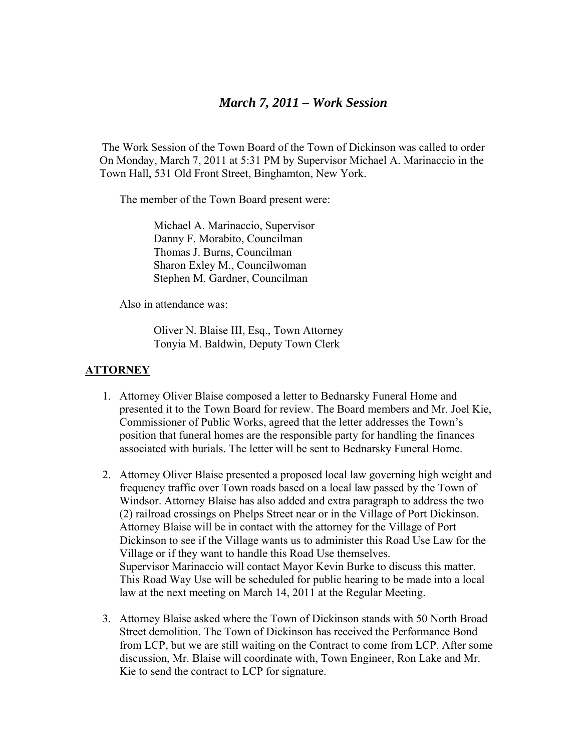# *March 7, 2011 – Work Session*

The Work Session of the Town Board of the Town of Dickinson was called to order On Monday, March 7, 2011 at 5:31 PM by Supervisor Michael A. Marinaccio in the Town Hall, 531 Old Front Street, Binghamton, New York.

The member of the Town Board present were:

Michael A. Marinaccio, Supervisor
Danny F. Morabito, Councilman
Thomas J. Burns, Councilman
Sharon Exley M., Councilwoman
Stephen M. Gardner, Councilman

Also in attendance was:

Oliver N. Blaise III, Esq., Town Attorney
Tonyia M. Baldwin, Deputy Town Clerk

## ATTORNEY

1. Attorney Oliver Blaise composed a letter to Bednarsky Funeral Home and presented it to the Town Board for review. The Board members and Mr. Joel Kie, Commissioner of Public Works, agreed that the letter addresses the Town's position that funeral homes are the responsible party for handling the finances associated with burials. The letter will be sent to Bednarsky Funeral Home.

2. Attorney Oliver Blaise presented a proposed local law governing high weight and frequency traffic over Town roads based on a local law passed by the Town of Windsor. Attorney Blaise has also added and extra paragraph to address the two (2) railroad crossings on Phelps Street near or in the Village of Port Dickinson. Attorney Blaise will be in contact with the attorney for the Village of Port Dickinson to see if the Village wants us to administer this Road Use Law for the Village or if they want to handle this Road Use themselves.
Supervisor Marinaccio will contact Mayor Kevin Burke to discuss this matter. This Road Way Use will be scheduled for public hearing to be made into a local law at the next meeting on March 14, 2011 at the Regular Meeting.

3. Attorney Blaise asked where the Town of Dickinson stands with 50 North Broad Street demolition. The Town of Dickinson has received the Performance Bond from LCP, but we are still waiting on the Contract to come from LCP. After some discussion, Mr. Blaise will coordinate with, Town Engineer, Ron Lake and Mr. Kie to send the contract to LCP for signature.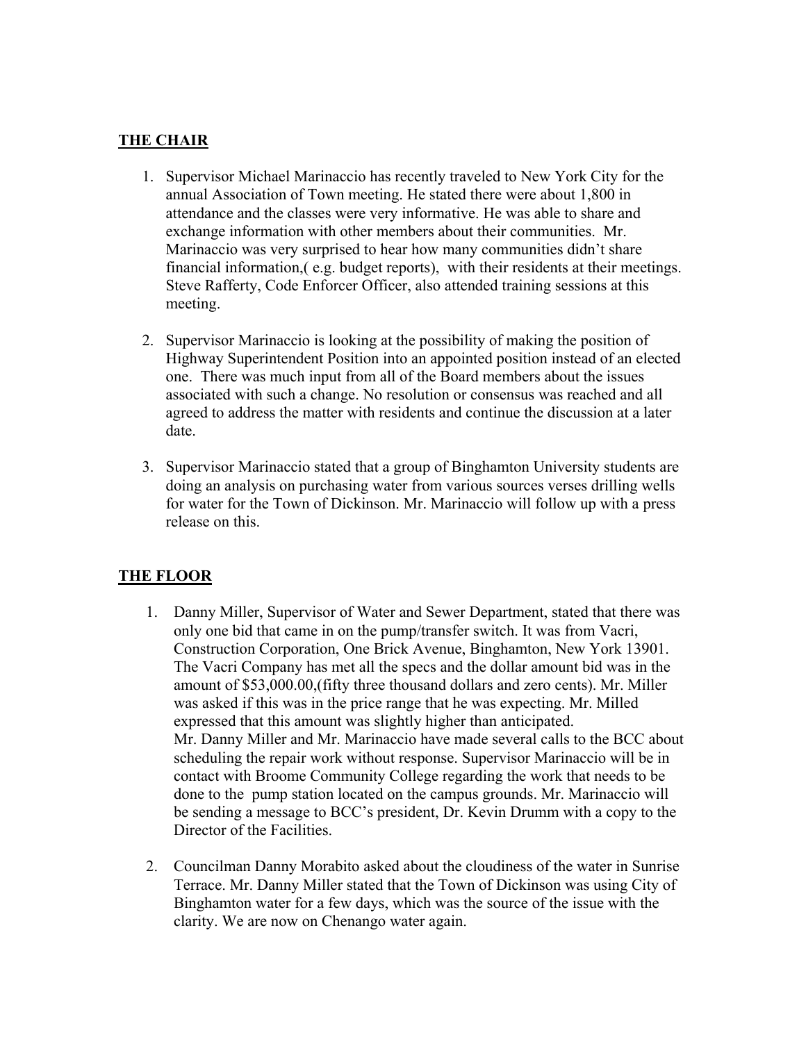## THE CHAIR

1. Supervisor Michael Marinaccio has recently traveled to New York City for the annual Association of Town meeting. He stated there were about 1,800 in attendance and the classes were very informative. He was able to share and exchange information with other members about their communities. Mr. Marinaccio was very surprised to hear how many communities didn't share financial information,( e.g. budget reports), with their residents at their meetings. Steve Rafferty, Code Enforcer Officer, also attended training sessions at this meeting.

2. Supervisor Marinaccio is looking at the possibility of making the position of Highway Superintendent Position into an appointed position instead of an elected one. There was much input from all of the Board members about the issues associated with such a change. No resolution or consensus was reached and all agreed to address the matter with residents and continue the discussion at a later date.

3. Supervisor Marinaccio stated that a group of Binghamton University students are doing an analysis on purchasing water from various sources verses drilling wells for water for the Town of Dickinson. Mr. Marinaccio will follow up with a press release on this.

## THE FLOOR

1. Danny Miller, Supervisor of Water and Sewer Department, stated that there was only one bid that came in on the pump/transfer switch. It was from Vacri, Construction Corporation, One Brick Avenue, Binghamton, New York 13901. The Vacri Company has met all the specs and the dollar amount bid was in the amount of $53,000.00,(fifty three thousand dollars and zero cents). Mr. Miller was asked if this was in the price range that he was expecting. Mr. Milled expressed that this amount was slightly higher than anticipated.
   Mr. Danny Miller and Mr. Marinaccio have made several calls to the BCC about scheduling the repair work without response. Supervisor Marinaccio will be in contact with Broome Community College regarding the work that needs to be done to the pump station located on the campus grounds. Mr. Marinaccio will be sending a message to BCC's president, Dr. Kevin Drumm with a copy to the Director of the Facilities.

2. Councilman Danny Morabito asked about the cloudiness of the water in Sunrise Terrace. Mr. Danny Miller stated that the Town of Dickinson was using City of Binghamton water for a few days, which was the source of the issue with the clarity. We are now on Chenango water again.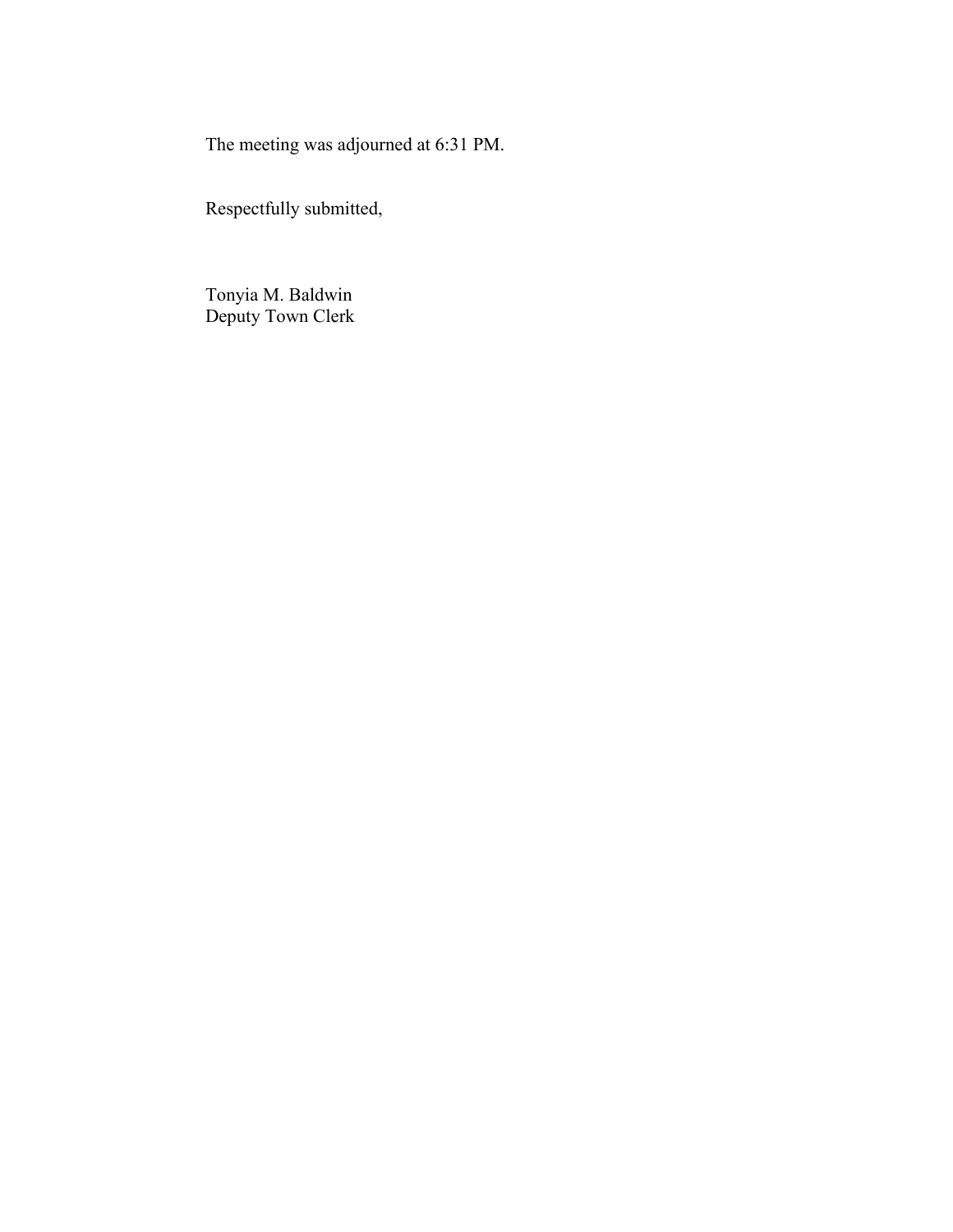The meeting was adjourned at 6:31 PM.

Respectfully submitted,

Tonyia M. Baldwin
Deputy Town Clerk